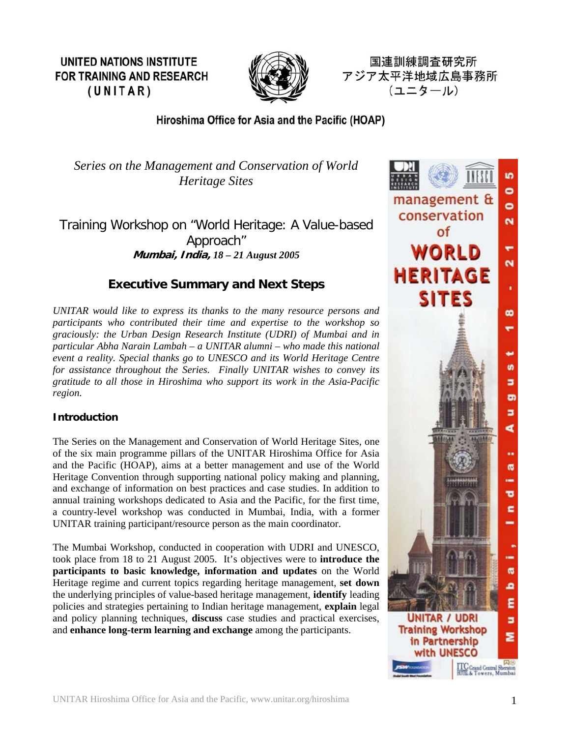**UNITED NATIONS INSTITUTE FOR TRAINING AND RESEARCH (UNITAR)**

国連訓練調査研究所
アジア太平洋地域広島事務所
（ユニタール）

**Hiroshima Office for Asia and the Pacific (HOAP)**

*Series on the Management and Conservation of World Heritage Sites*

# Training Workshop on "World Heritage: A Value-based Approach"

***Mumbai, India, 18 – 21 August 2005***

## Executive Summary and Next Steps

*UNITAR would like to express its thanks to the many resource persons and participants who contributed their time and expertise to the workshop so graciously: the Urban Design Research Institute (UDRI) of Mumbai and in particular Abha Narain Lambah – a UNITAR alumni – who made this national event a reality. Special thanks go to UNESCO and its World Heritage Centre for assistance throughout the Series. Finally UNITAR wishes to convey its gratitude to all those in Hiroshima who support its work in the Asia-Pacific region.*

### Introduction

The Series on the Management and Conservation of World Heritage Sites, one of the six main programme pillars of the UNITAR Hiroshima Office for Asia and the Pacific (HOAP), aims at a better management and use of the World Heritage Convention through supporting national policy making and planning, and exchange of information on best practices and case studies. In addition to annual training workshops dedicated to Asia and the Pacific, for the first time, a country-level workshop was conducted in Mumbai, India, with a former UNITAR training participant/resource person as the main coordinator.

The Mumbai Workshop, conducted in cooperation with UDRI and UNESCO, took place from 18 to 21 August 2005. It's objectives were to **introduce the participants to basic knowledge, information and updates** on the World Heritage regime and current topics regarding heritage management, **set down** the underlying principles of value-based heritage management, **identify** leading policies and strategies pertaining to Indian heritage management, **explain** legal and policy planning techniques, **discuss** case studies and practical exercises, and **enhance long-term learning and exchange** among the participants.

management & conservation of WORLD HERITAGE SITES

Mumbai, India: August 18 - 21 2005

UNITAR / UDRI Training Workshop in Partnership with UNESCO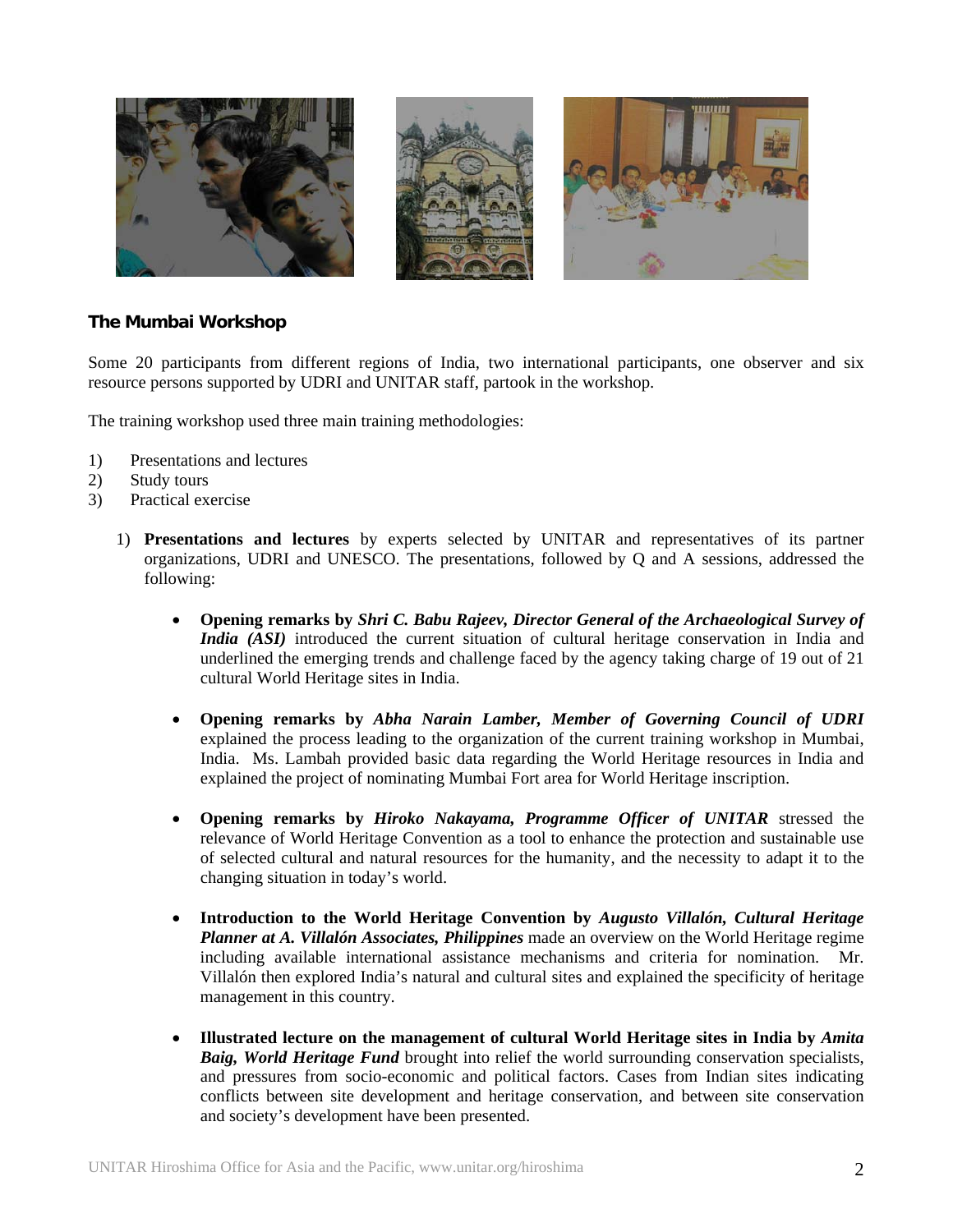## The Mumbai Workshop

Some 20 participants from different regions of India, two international participants, one observer and six resource persons supported by UDRI and UNITAR staff, partook in the workshop.

The training workshop used three main training methodologies:

1) Presentations and lectures
2) Study tours
3) Practical exercise

1) **Presentations and lectures** by experts selected by UNITAR and representatives of its partner organizations, UDRI and UNESCO. The presentations, followed by Q and A sessions, addressed the following:

   - **Opening remarks by *Shri C. Babu Rajeev, Director General of the Archaeological Survey of India (ASI)*** introduced the current situation of cultural heritage conservation in India and underlined the emerging trends and challenge faced by the agency taking charge of 19 out of 21 cultural World Heritage sites in India.

   - **Opening remarks by *Abha Narain Lamber, Member of Governing Council of UDRI*** explained the process leading to the organization of the current training workshop in Mumbai, India. Ms. Lambah provided basic data regarding the World Heritage resources in India and explained the project of nominating Mumbai Fort area for World Heritage inscription.

   - **Opening remarks by *Hiroko Nakayama, Programme Officer of UNITAR*** stressed the relevance of World Heritage Convention as a tool to enhance the protection and sustainable use of selected cultural and natural resources for the humanity, and the necessity to adapt it to the changing situation in today's world.

   - **Introduction to the World Heritage Convention by *Augusto Villalón, Cultural Heritage Planner at A. Villalón Associates, Philippines*** made an overview on the World Heritage regime including available international assistance mechanisms and criteria for nomination. Mr. Villalón then explored India's natural and cultural sites and explained the specificity of heritage management in this country.

   - **Illustrated lecture on the management of cultural World Heritage sites in India by *Amita Baig, World Heritage Fund*** brought into relief the world surrounding conservation specialists, and pressures from socio-economic and political factors. Cases from Indian sites indicating conflicts between site development and heritage conservation, and between site conservation and society's development have been presented.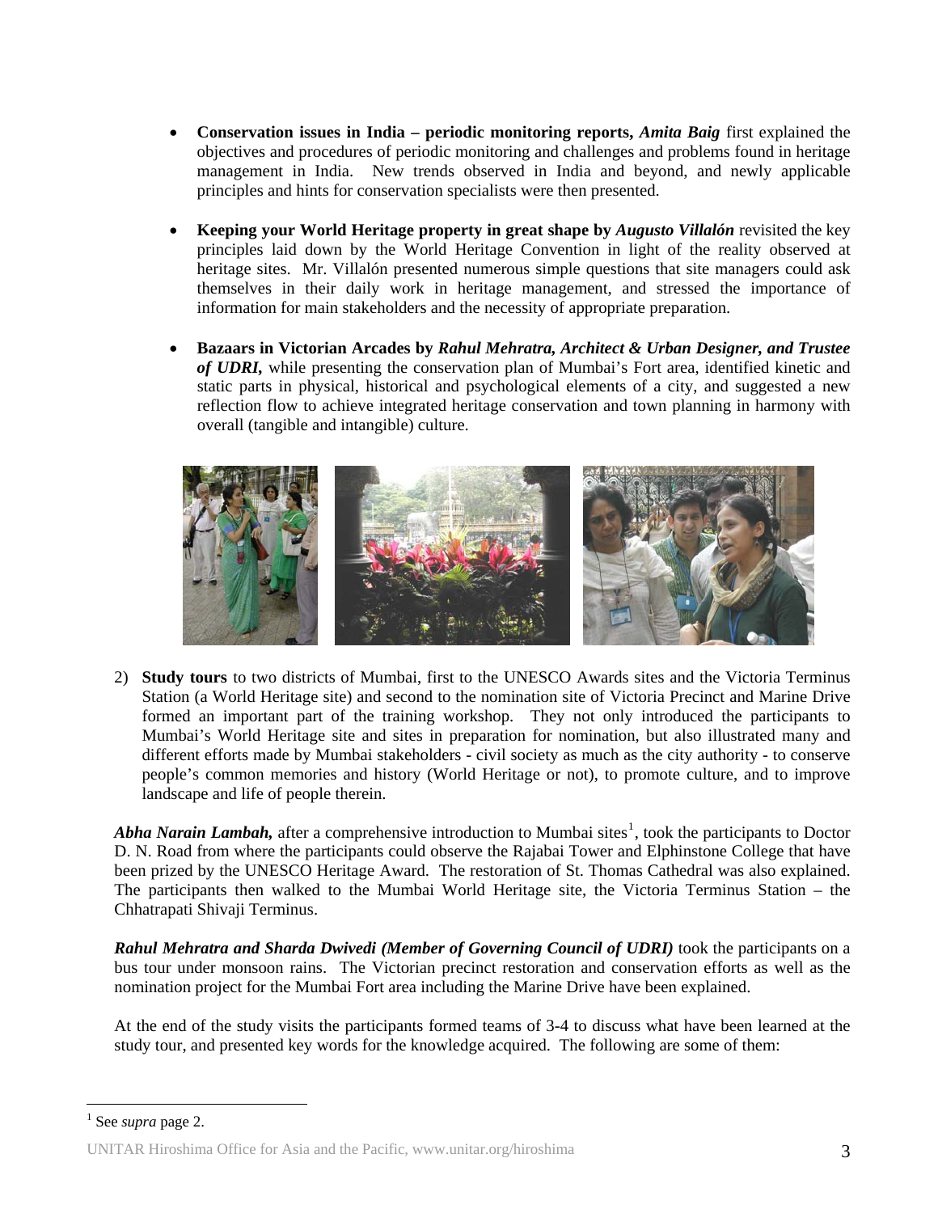- **Conservation issues in India – periodic monitoring reports,** ***Amita Baig*** first explained the objectives and procedures of periodic monitoring and challenges and problems found in heritage management in India. New trends observed in India and beyond, and newly applicable principles and hints for conservation specialists were then presented.

- **Keeping your World Heritage property in great shape by** ***Augusto Villalón*** revisited the key principles laid down by the World Heritage Convention in light of the reality observed at heritage sites. Mr. Villalón presented numerous simple questions that site managers could ask themselves in their daily work in heritage management, and stressed the importance of information for main stakeholders and the necessity of appropriate preparation.

- **Bazaars in Victorian Arcades by** ***Rahul Mehratra, Architect & Urban Designer, and Trustee of UDRI,*** while presenting the conservation plan of Mumbai's Fort area, identified kinetic and static parts in physical, historical and psychological elements of a city, and suggested a new reflection flow to achieve integrated heritage conservation and town planning in harmony with overall (tangible and intangible) culture.

2) **Study tours** to two districts of Mumbai, first to the UNESCO Awards sites and the Victoria Terminus Station (a World Heritage site) and second to the nomination site of Victoria Precinct and Marine Drive formed an important part of the training workshop. They not only introduced the participants to Mumbai's World Heritage site and sites in preparation for nomination, but also illustrated many and different efforts made by Mumbai stakeholders - civil society as much as the city authority - to conserve people's common memories and history (World Heritage or not), to promote culture, and to improve landscape and life of people therein.

***Abha Narain Lambah,*** after a comprehensive introduction to Mumbai sites[1], took the participants to Doctor D. N. Road from where the participants could observe the Rajabai Tower and Elphinstone College that have been prized by the UNESCO Heritage Award. The restoration of St. Thomas Cathedral was also explained. The participants then walked to the Mumbai World Heritage site, the Victoria Terminus Station – the Chhatrapati Shivaji Terminus.

***Rahul Mehratra and Sharda Dwivedi (Member of Governing Council of UDRI)*** took the participants on a bus tour under monsoon rains. The Victorian precinct restoration and conservation efforts as well as the nomination project for the Mumbai Fort area including the Marine Drive have been explained.

At the end of the study visits the participants formed teams of 3-4 to discuss what have been learned at the study tour, and presented key words for the knowledge acquired. The following are some of them:

[1] See *supra* page 2.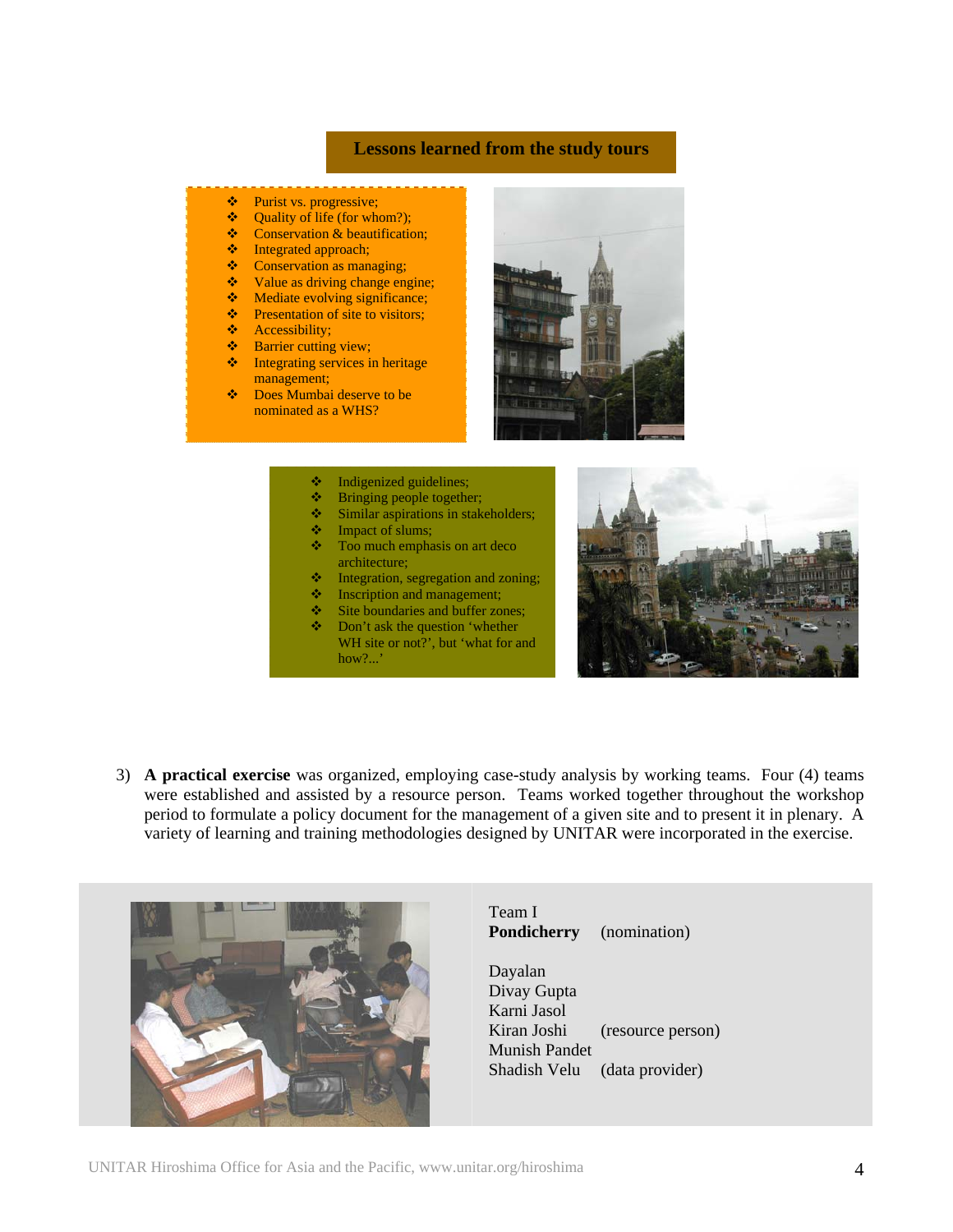## Lessons learned from the study tours

- Purist vs. progressive;
- Quality of life (for whom?);
- Conservation & beautification;
- Integrated approach;
- Conservation as managing;
- Value as driving change engine;
- Mediate evolving significance;
- Presentation of site to visitors;
- Accessibility;
- Barrier cutting view;
- Integrating services in heritage management;
- Does Mumbai deserve to be nominated as a WHS?

- Indigenized guidelines;
- Bringing people together;
- Similar aspirations in stakeholders;
- Impact of slums;
- Too much emphasis on art deco architecture;
- Integration, segregation and zoning;
- Inscription and management;
- Site boundaries and buffer zones;
- Don't ask the question 'whether WH site or not?', but 'what for and how?...'

3) **A practical exercise** was organized, employing case-study analysis by working teams. Four (4) teams were established and assisted by a resource person. Teams worked together throughout the workshop period to formulate a policy document for the management of a given site and to present it in plenary. A variety of learning and training methodologies designed by UNITAR were incorporated in the exercise.

Team I
**Pondicherry** (nomination)

Dayalan
Divay Gupta
Karni Jasol
Kiran Joshi (resource person)
Munish Pandet
Shadish Velu (data provider)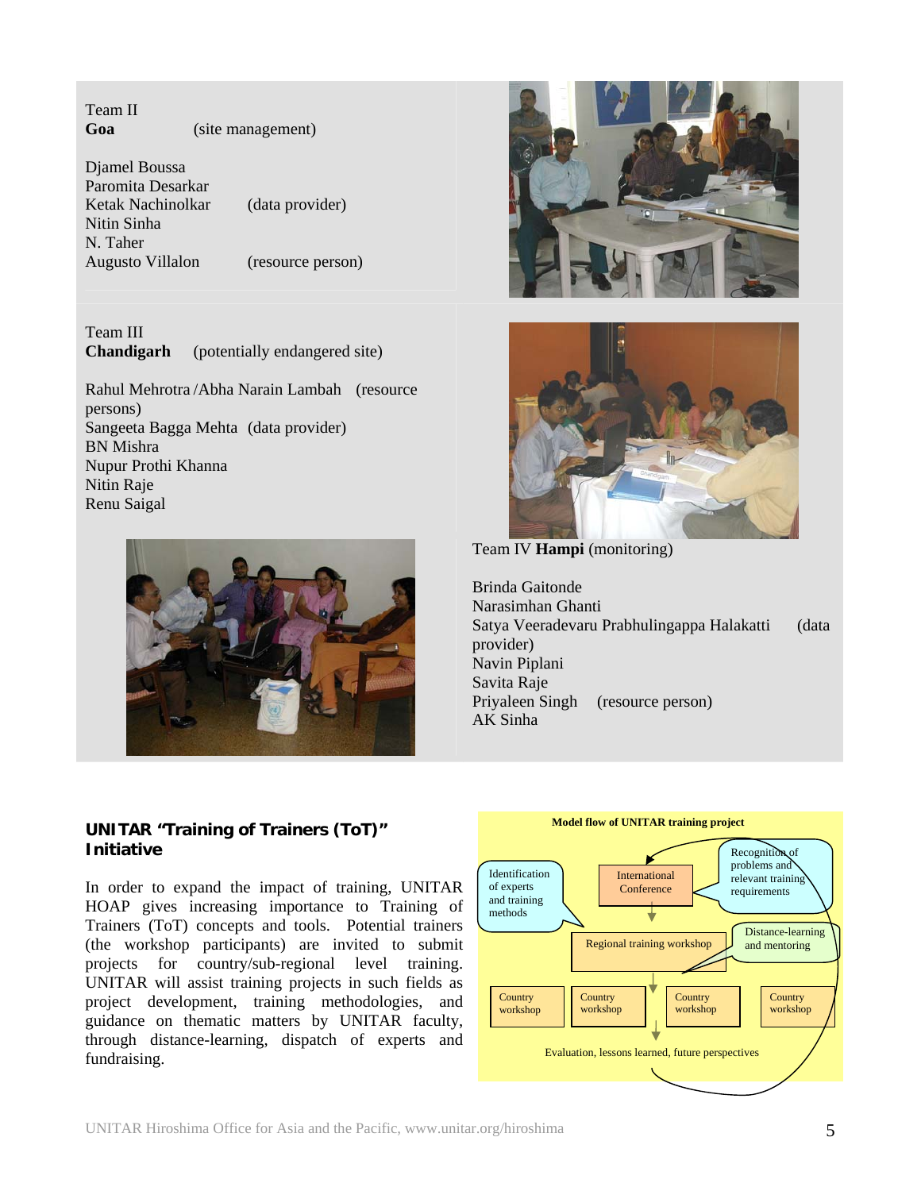Team II
**Goa** (site management)

Djamel Boussa
Paromita Desarkar
Ketak Nachinolkar (data provider)
Nitin Sinha
N. Taher
Augusto Villalon (resource person)

Team III
**Chandigarh** (potentially endangered site)

Rahul Mehrotra /Abha Narain Lambah (resource persons)
Sangeeta Bagga Mehta (data provider)
BN Mishra
Nupur Prothi Khanna
Nitin Raje
Renu Saigal

Team IV **Hampi** (monitoring)

Brinda Gaitonde
Narasimhan Ghanti
Satya Veeradevaru Prabhulingappa Halakatti (data provider)
Navin Piplani
Savita Raje
Priyaleen Singh (resource person)
AK Sinha

## UNITAR "Training of Trainers (ToT)" Initiative

In order to expand the impact of training, UNITAR HOAP gives increasing importance to Training of Trainers (ToT) concepts and tools. Potential trainers (the workshop participants) are invited to submit projects for country/sub-regional level training. UNITAR will assist training projects in such fields as project development, training methodologies, and guidance on thematic matters by UNITAR faculty, through distance-learning, dispatch of experts and fundraising.

**Model flow of UNITAR training project**

- Identification of experts and training methods
- International Conference
- Recognition of problems and relevant training requirements
- Regional training workshop
- Distance-learning and mentoring
- Country workshop | Country workshop | Country workshop | Country workshop
- Evaluation, lessons learned, future perspectives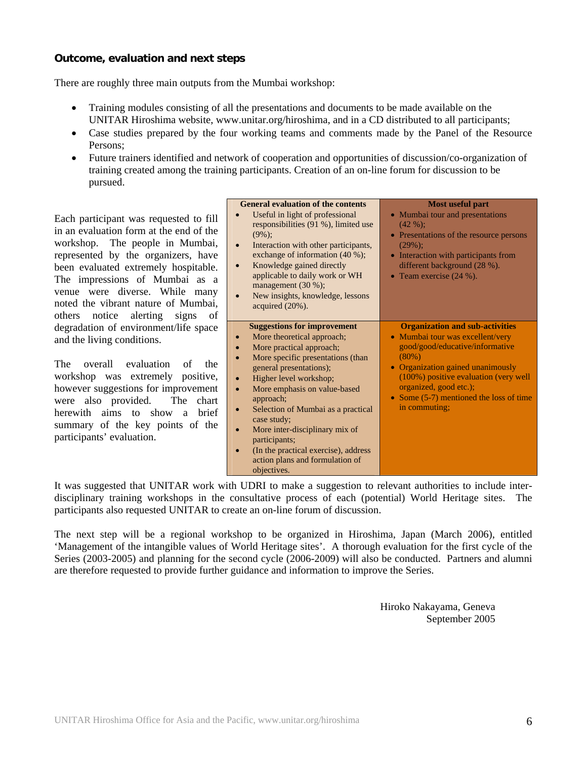### Outcome, evaluation and next steps

There are roughly three main outputs from the Mumbai workshop:

- Training modules consisting of all the presentations and documents to be made available on the UNITAR Hiroshima website, www.unitar.org/hiroshima, and in a CD distributed to all participants;
- Case studies prepared by the four working teams and comments made by the Panel of the Resource Persons;
- Future trainers identified and network of cooperation and opportunities of discussion/co-organization of training created among the training participants. Creation of an on-line forum for discussion to be pursued.

Each participant was requested to fill in an evaluation form at the end of the workshop. The people in Mumbai, represented by the organizers, have been evaluated extremely hospitable. The impressions of Mumbai as a venue were diverse. While many noted the vibrant nature of Mumbai, others notice alerting signs of degradation of environment/life space and the living conditions.

The overall evaluation of the workshop was extremely positive, however suggestions for improvement were also provided. The chart herewith aims to show a brief summary of the key points of the participants' evaluation.

| | |
|---|---|
| **General evaluation of the contents**<br>• Useful in light of professional responsibilities (91 %), limited use (9%);<br>• Interaction with other participants, exchange of information (40 %);<br>• Knowledge gained directly applicable to daily work or WH management (30 %);<br>• New insights, knowledge, lessons acquired (20%). | **Most useful part**<br>• Mumbai tour and presentations (42 %);<br>• Presentations of the resource persons (29%);<br>• Interaction with participants from different background (28 %).<br>• Team exercise (24 %). |
| **Suggestions for improvement**<br>• More theoretical approach;<br>• More practical approach;<br>• More specific presentations (than general presentations);<br>• Higher level workshop;<br>• More emphasis on value-based approach;<br>• Selection of Mumbai as a practical case study;<br>• More inter-disciplinary mix of participants;<br>• (In the practical exercise), address action plans and formulation of objectives. | **Organization and sub-activities**<br>• Mumbai tour was excellent/very good/good/educative/informative (80%)<br>• Organization gained unanimously (100%) positive evaluation (very well organized, good etc.);<br>• Some (5-7) mentioned the loss of time in commuting; |

It was suggested that UNITAR work with UDRI to make a suggestion to relevant authorities to include inter-disciplinary training workshops in the consultative process of each (potential) World Heritage sites. The participants also requested UNITAR to create an on-line forum of discussion.

The next step will be a regional workshop to be organized in Hiroshima, Japan (March 2006), entitled 'Management of the intangible values of World Heritage sites'. A thorough evaluation for the first cycle of the Series (2003-2005) and planning for the second cycle (2006-2009) will also be conducted. Partners and alumni are therefore requested to provide further guidance and information to improve the Series.

Hiroko Nakayama, Geneva
September 2005